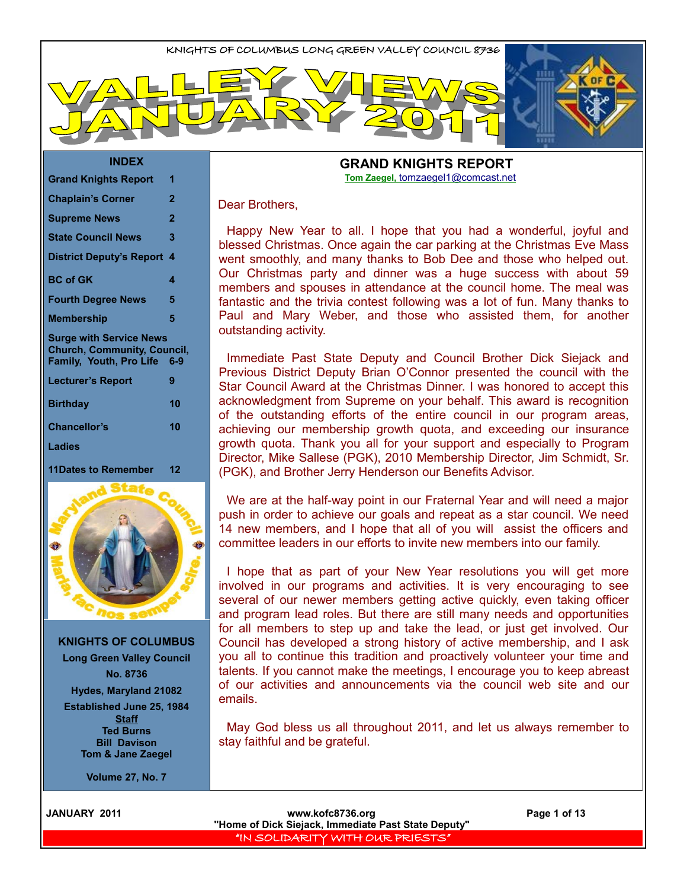KNIGHTS OF COLUMBUS LONG GREEN VALLEY COUNCIL 8736

# VALLEY VIEWS JANUARY 2011

## INDEX

| | |
|---|---|
| Grand Knights Report | 1 |
| Chaplain's Corner | 2 |
| Supreme News | 2 |
| State Council News | 3 |
| District Deputy's Report | 4 |
| BC of GK | 4 |
| Fourth Degree News | 5 |
| Membership | 5 |
| Surge with Service News Church, Community, Council, Family, Youth, Pro Life | 6-9 |
| Lecturer's Report | 9 |
| Birthday | 10 |
| Chancellor's | 10 |
| Ladies | |
| 11Dates to Remember | 12 |

Maryland State Council
Maria, fac nos semper scire.

**KNIGHTS OF COLUMBUS**
**Long Green Valley Council**
**No. 8736**
**Hydes, Maryland 21082**
**Established June 25, 1984**
**Staff**
**Ted Burns**
**Bill Davison**
**Tom & Jane Zaegel**

**Volume 27, No. 7**

## GRAND KNIGHTS REPORT

**Tom Zaegel,** tomzaegel1@comcast.net

Dear Brothers,

Happy New Year to all. I hope that you had a wonderful, joyful and blessed Christmas. Once again the car parking at the Christmas Eve Mass went smoothly, and many thanks to Bob Dee and those who helped out. Our Christmas party and dinner was a huge success with about 59 members and spouses in attendance at the council home. The meal was fantastic and the trivia contest following was a lot of fun. Many thanks to Paul and Mary Weber, and those who assisted them, for another outstanding activity.

Immediate Past State Deputy and Council Brother Dick Siejack and Previous District Deputy Brian O'Connor presented the council with the Star Council Award at the Christmas Dinner. I was honored to accept this acknowledgment from Supreme on your behalf. This award is recognition of the outstanding efforts of the entire council in our program areas, achieving our membership growth quota, and exceeding our insurance growth quota. Thank you all for your support and especially to Program Director, Mike Sallese (PGK), 2010 Membership Director, Jim Schmidt, Sr. (PGK), and Brother Jerry Henderson our Benefits Advisor.

We are at the half-way point in our Fraternal Year and will need a major push in order to achieve our goals and repeat as a star council. We need 14 new members, and I hope that all of you will assist the officers and committee leaders in our efforts to invite new members into our family.

I hope that as part of your New Year resolutions you will get more involved in our programs and activities. It is very encouraging to see several of our newer members getting active quickly, even taking officer and program lead roles. But there are still many needs and opportunities for all members to step up and take the lead, or just get involved. Our Council has developed a strong history of active membership, and I ask you all to continue this tradition and proactively volunteer your time and talents. If you cannot make the meetings, I encourage you to keep abreast of our activities and announcements via the council web site and our emails.

May God bless us all throughout 2011, and let us always remember to stay faithful and be grateful.

"Home of Dick Siejack, Immediate Past State Deputy"

"IN SOLIDARITY WITH OUR PRIESTS"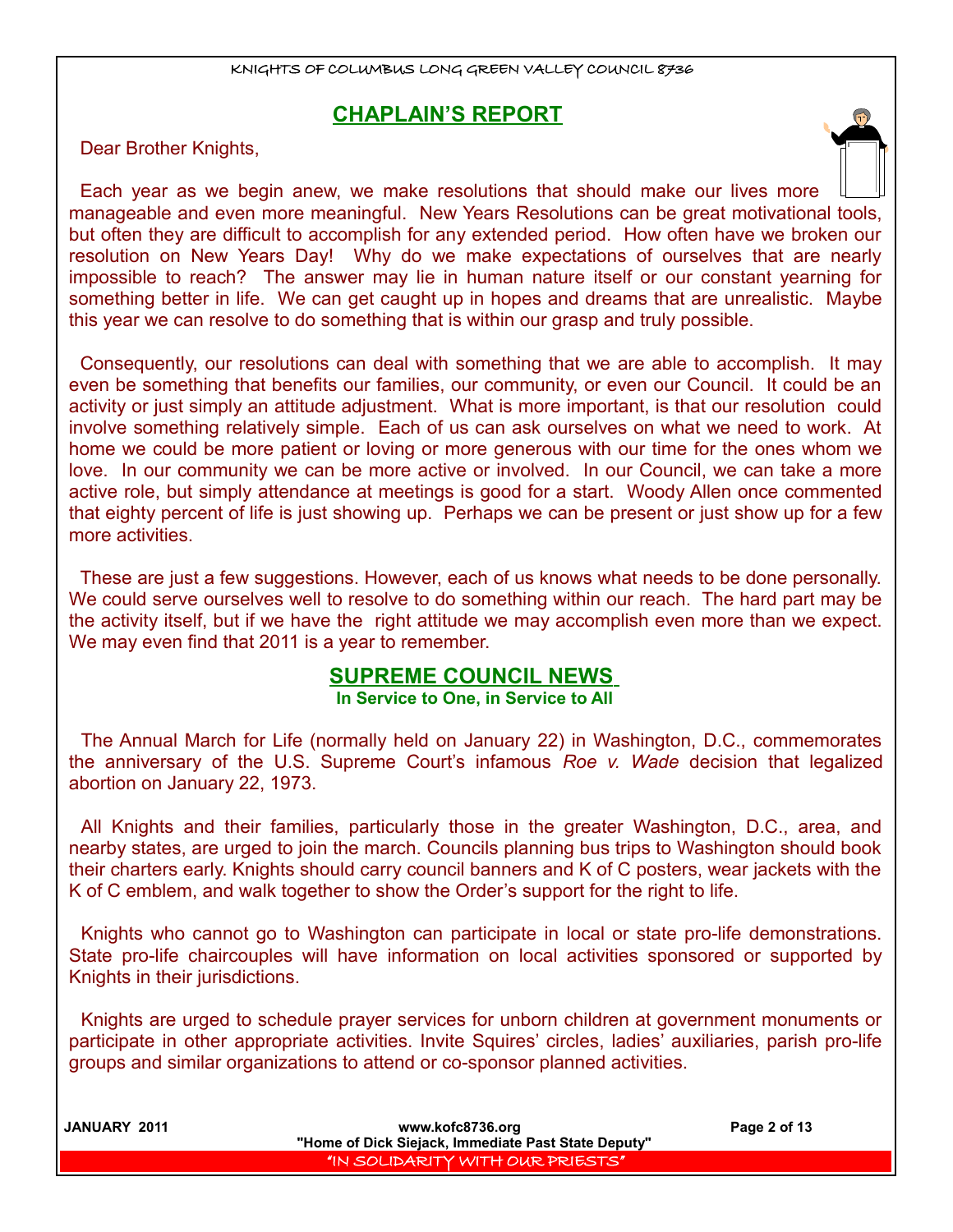## CHAPLAIN'S REPORT

Dear Brother Knights,

Each year as we begin anew, we make resolutions that should make our lives more manageable and even more meaningful. New Years Resolutions can be great motivational tools, but often they are difficult to accomplish for any extended period. How often have we broken our resolution on New Years Day! Why do we make expectations of ourselves that are nearly impossible to reach? The answer may lie in human nature itself or our constant yearning for something better in life. We can get caught up in hopes and dreams that are unrealistic. Maybe this year we can resolve to do something that is within our grasp and truly possible.

Consequently, our resolutions can deal with something that we are able to accomplish. It may even be something that benefits our families, our community, or even our Council. It could be an activity or just simply an attitude adjustment. What is more important, is that our resolution could involve something relatively simple. Each of us can ask ourselves on what we need to work. At home we could be more patient or loving or more generous with our time for the ones whom we love. In our community we can be more active or involved. In our Council, we can take a more active role, but simply attendance at meetings is good for a start. Woody Allen once commented that eighty percent of life is just showing up. Perhaps we can be present or just show up for a few more activities.

These are just a few suggestions. However, each of us knows what needs to be done personally. We could serve ourselves well to resolve to do something within our reach. The hard part may be the activity itself, but if we have the right attitude we may accomplish even more than we expect. We may even find that 2011 is a year to remember.

## SUPREME COUNCIL NEWS

**In Service to One, in Service to All**

The Annual March for Life (normally held on January 22) in Washington, D.C., commemorates the anniversary of the U.S. Supreme Court's infamous *Roe v. Wade* decision that legalized abortion on January 22, 1973.

All Knights and their families, particularly those in the greater Washington, D.C., area, and nearby states, are urged to join the march. Councils planning bus trips to Washington should book their charters early. Knights should carry council banners and K of C posters, wear jackets with the K of C emblem, and walk together to show the Order's support for the right to life.

Knights who cannot go to Washington can participate in local or state pro-life demonstrations. State pro-life chaircouples will have information on local activities sponsored or supported by Knights in their jurisdictions.

Knights are urged to schedule prayer services for unborn children at government monuments or participate in other appropriate activities. Invite Squires' circles, ladies' auxiliaries, parish pro-life groups and similar organizations to attend or co-sponsor planned activities.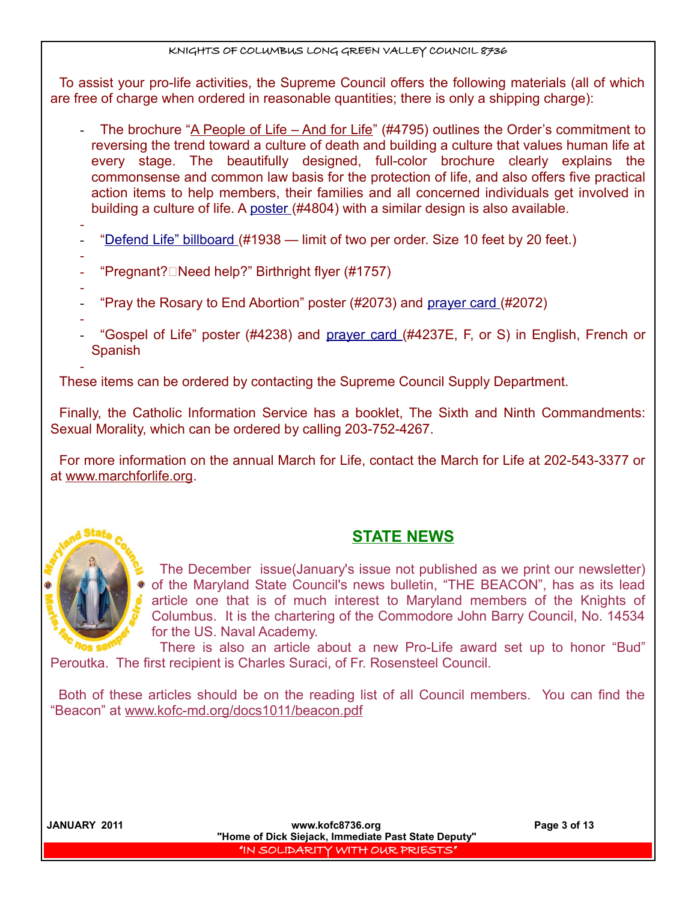To assist your pro-life activities, the Supreme Council offers the following materials (all of which are free of charge when ordered in reasonable quantities; there is only a shipping charge):

- The brochure "A People of Life – And for Life" (#4795) outlines the Order's commitment to reversing the trend toward a culture of death and building a culture that values human life at every stage. The beautifully designed, full-color brochure clearly explains the commonsense and common law basis for the protection of life, and also offers five practical action items to help members, their families and all concerned individuals get involved in building a culture of life. A poster (#4804) with a similar design is also available.
- "Defend Life" billboard (#1938 — limit of two per order. Size 10 feet by 20 feet.)
- "Pregnant? Need help?" Birthright flyer (#1757)
- "Pray the Rosary to End Abortion" poster (#2073) and prayer card (#2072)
- "Gospel of Life" poster (#4238) and prayer card (#4237E, F, or S) in English, French or Spanish

These items can be ordered by contacting the Supreme Council Supply Department.

Finally, the Catholic Information Service has a booklet, The Sixth and Ninth Commandments: Sexual Morality, which can be ordered by calling 203-752-4267.

For more information on the annual March for Life, contact the March for Life at 202-543-3377 or at www.marchforlife.org.

## STATE NEWS

The December issue(January's issue not published as we print our newsletter) of the Maryland State Council's news bulletin, "THE BEACON", has as its lead article one that is of much interest to Maryland members of the Knights of Columbus. It is the chartering of the Commodore John Barry Council, No. 14534 for the US. Naval Academy.

There is also an article about a new Pro-Life award set up to honor "Bud" Peroutka. The first recipient is Charles Suraci, of Fr. Rosensteel Council.

Both of these articles should be on the reading list of all Council members. You can find the "Beacon" at www.kofc-md.org/docs1011/beacon.pdf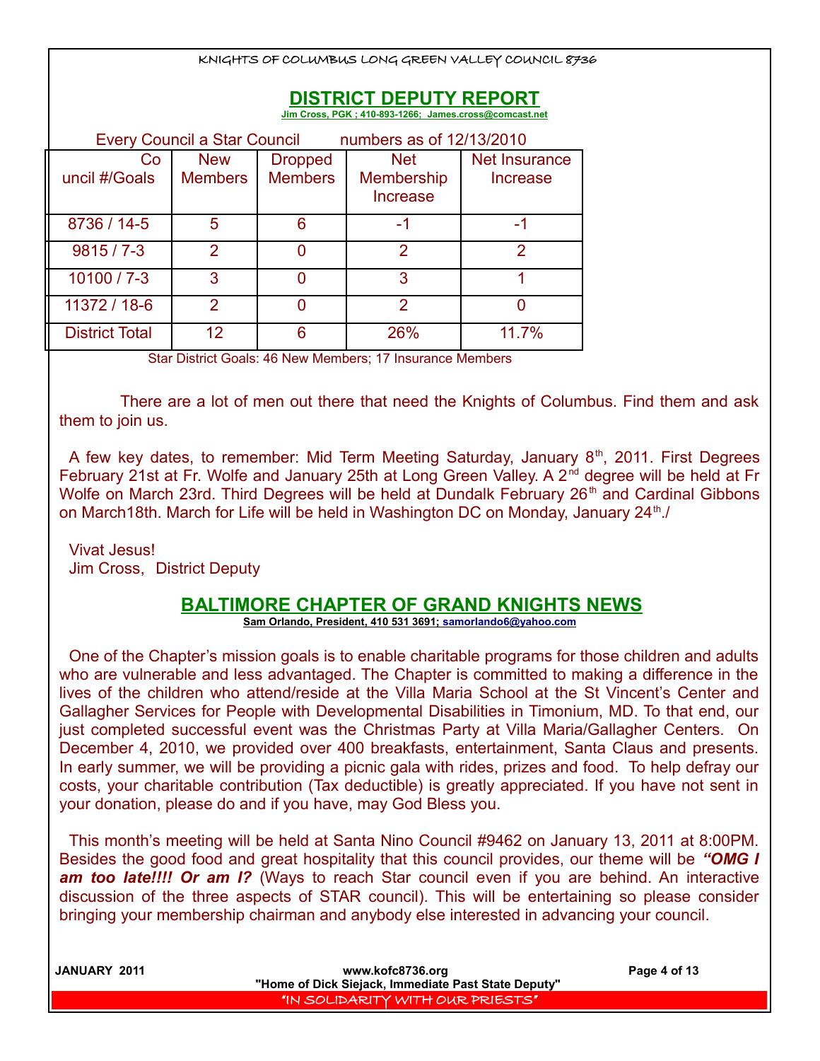## DISTRICT DEPUTY REPORT

**Jim Cross, PGK ; 410-893-1266; James.cross@comcast.net**

Every Council a Star Council  numbers as of 12/13/2010

| Council #/Goals | New Members | Dropped Members | Net Membership Increase | Net Insurance Increase |
|---|---|---|---|---|
| 8736 / 14-5 | 5 | 6 | -1 | -1 |
| 9815 / 7-3 | 2 | 0 | 2 | 2 |
| 10100 / 7-3 | 3 | 0 | 3 | 1 |
| 11372 / 18-6 | 2 | 0 | 2 | 0 |
| District Total | 12 | 6 | 26% | 11.7% |

Star District Goals: 46 New Members; 17 Insurance Members

There are a lot of men out there that need the Knights of Columbus. Find them and ask them to join us.

A few key dates, to remember: Mid Term Meeting Saturday, January 8th, 2011. First Degrees February 21st at Fr. Wolfe and January 25th at Long Green Valley. A 2nd degree will be held at Fr Wolfe on March 23rd. Third Degrees will be held at Dundalk February 26th and Cardinal Gibbons on March18th. March for Life will be held in Washington DC on Monday, January 24th./

Vivat Jesus!
Jim Cross, District Deputy

## BALTIMORE CHAPTER OF GRAND KNIGHTS NEWS

**Sam Orlando, President, 410 531 3691; samorlando6@yahoo.com**

One of the Chapter's mission goals is to enable charitable programs for those children and adults who are vulnerable and less advantaged. The Chapter is committed to making a difference in the lives of the children who attend/reside at the Villa Maria School at the St Vincent's Center and Gallagher Services for People with Developmental Disabilities in Timonium, MD. To that end, our just completed successful event was the Christmas Party at Villa Maria/Gallagher Centers. On December 4, 2010, we provided over 400 breakfasts, entertainment, Santa Claus and presents. In early summer, we will be providing a picnic gala with rides, prizes and food. To help defray our costs, your charitable contribution (Tax deductible) is greatly appreciated. If you have not sent in your donation, please do and if you have, may God Bless you.

This month's meeting will be held at Santa Nino Council #9462 on January 13, 2011 at 8:00PM. Besides the good food and great hospitality that this council provides, our theme will be ***"OMG I am too late!!!! Or am I?*** (Ways to reach Star council even if you are behind. An interactive discussion of the three aspects of STAR council). This will be entertaining so please consider bringing your membership chairman and anybody else interested in advancing your council.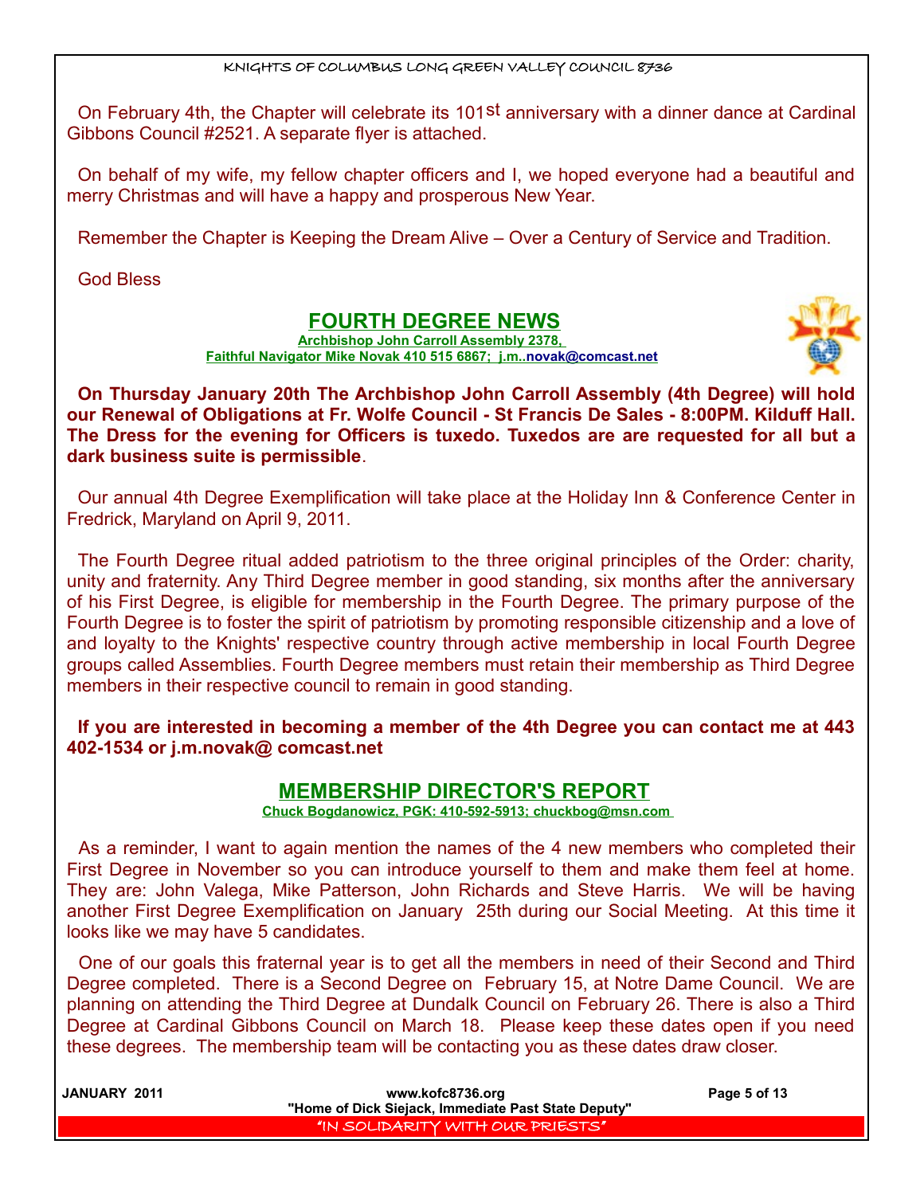On February 4th, the Chapter will celebrate its 101st anniversary with a dinner dance at Cardinal Gibbons Council #2521. A separate flyer is attached.

On behalf of my wife, my fellow chapter officers and I, we hoped everyone had a beautiful and merry Christmas and will have a happy and prosperous New Year.

Remember the Chapter is Keeping the Dream Alive – Over a Century of Service and Tradition.

God Bless

## FOURTH DEGREE NEWS

**Archbishop John Carroll Assembly 2378,**
**Faithful Navigator Mike Novak 410 515 6867; j.m..novak@comcast.net**

**On Thursday January 20th The Archbishop John Carroll Assembly (4th Degree) will hold our Renewal of Obligations at Fr. Wolfe Council - St Francis De Sales - 8:00PM. Kilduff Hall. The Dress for the evening for Officers is tuxedo. Tuxedos are are requested for all but a dark business suite is permissible**.

Our annual 4th Degree Exemplification will take place at the Holiday Inn & Conference Center in Fredrick, Maryland on April 9, 2011.

The Fourth Degree ritual added patriotism to the three original principles of the Order: charity, unity and fraternity. Any Third Degree member in good standing, six months after the anniversary of his First Degree, is eligible for membership in the Fourth Degree. The primary purpose of the Fourth Degree is to foster the spirit of patriotism by promoting responsible citizenship and a love of and loyalty to the Knights' respective country through active membership in local Fourth Degree groups called Assemblies. Fourth Degree members must retain their membership as Third Degree members in their respective council to remain in good standing.

**If you are interested in becoming a member of the 4th Degree you can contact me at 443 402-1534 or j.m.novak@ comcast.net**

## MEMBERSHIP DIRECTOR'S REPORT

**Chuck Bogdanowicz, PGK: 410-592-5913; chuckbog@msn.com**

As a reminder, I want to again mention the names of the 4 new members who completed their First Degree in November so you can introduce yourself to them and make them feel at home. They are: John Valega, Mike Patterson, John Richards and Steve Harris. We will be having another First Degree Exemplification on January 25th during our Social Meeting. At this time it looks like we may have 5 candidates.

One of our goals this fraternal year is to get all the members in need of their Second and Third Degree completed. There is a Second Degree on February 15, at Notre Dame Council. We are planning on attending the Third Degree at Dundalk Council on February 26. There is also a Third Degree at Cardinal Gibbons Council on March 18. Please keep these dates open if you need these degrees. The membership team will be contacting you as these dates draw closer.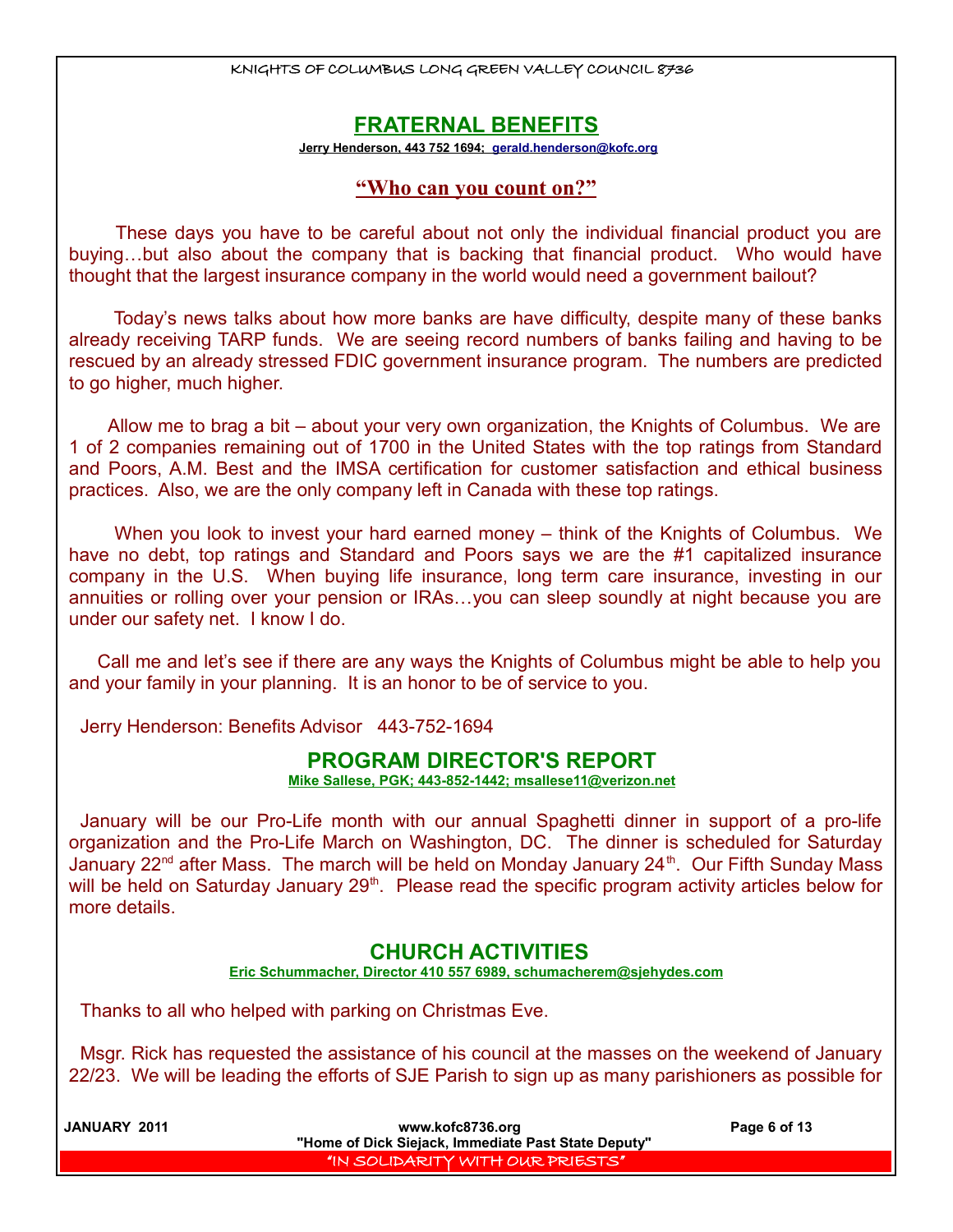## FRATERNAL BENEFITS

**Jerry Henderson, 443 752 1694; gerald.henderson@kofc.org**

### "Who can you count on?"

These days you have to be careful about not only the individual financial product you are buying…but also about the company that is backing that financial product. Who would have thought that the largest insurance company in the world would need a government bailout?

Today's news talks about how more banks are have difficulty, despite many of these banks already receiving TARP funds. We are seeing record numbers of banks failing and having to be rescued by an already stressed FDIC government insurance program. The numbers are predicted to go higher, much higher.

Allow me to brag a bit – about your very own organization, the Knights of Columbus. We are 1 of 2 companies remaining out of 1700 in the United States with the top ratings from Standard and Poors, A.M. Best and the IMSA certification for customer satisfaction and ethical business practices. Also, we are the only company left in Canada with these top ratings.

When you look to invest your hard earned money – think of the Knights of Columbus. We have no debt, top ratings and Standard and Poors says we are the #1 capitalized insurance company in the U.S. When buying life insurance, long term care insurance, investing in our annuities or rolling over your pension or IRAs…you can sleep soundly at night because you are under our safety net. I know I do.

Call me and let's see if there are any ways the Knights of Columbus might be able to help you and your family in your planning. It is an honor to be of service to you.

Jerry Henderson: Benefits Advisor 443-752-1694

## PROGRAM DIRECTOR'S REPORT

**Mike Sallese, PGK; 443-852-1442; msallese11@verizon.net**

January will be our Pro-Life month with our annual Spaghetti dinner in support of a pro-life organization and the Pro-Life March on Washington, DC. The dinner is scheduled for Saturday January 22nd after Mass. The march will be held on Monday January 24th. Our Fifth Sunday Mass will be held on Saturday January 29th. Please read the specific program activity articles below for more details.

## CHURCH ACTIVITIES

**Eric Schummacher, Director 410 557 6989, schumacherem@sjehydes.com**

Thanks to all who helped with parking on Christmas Eve.

Msgr. Rick has requested the assistance of his council at the masses on the weekend of January 22/23. We will be leading the efforts of SJE Parish to sign up as many parishioners as possible for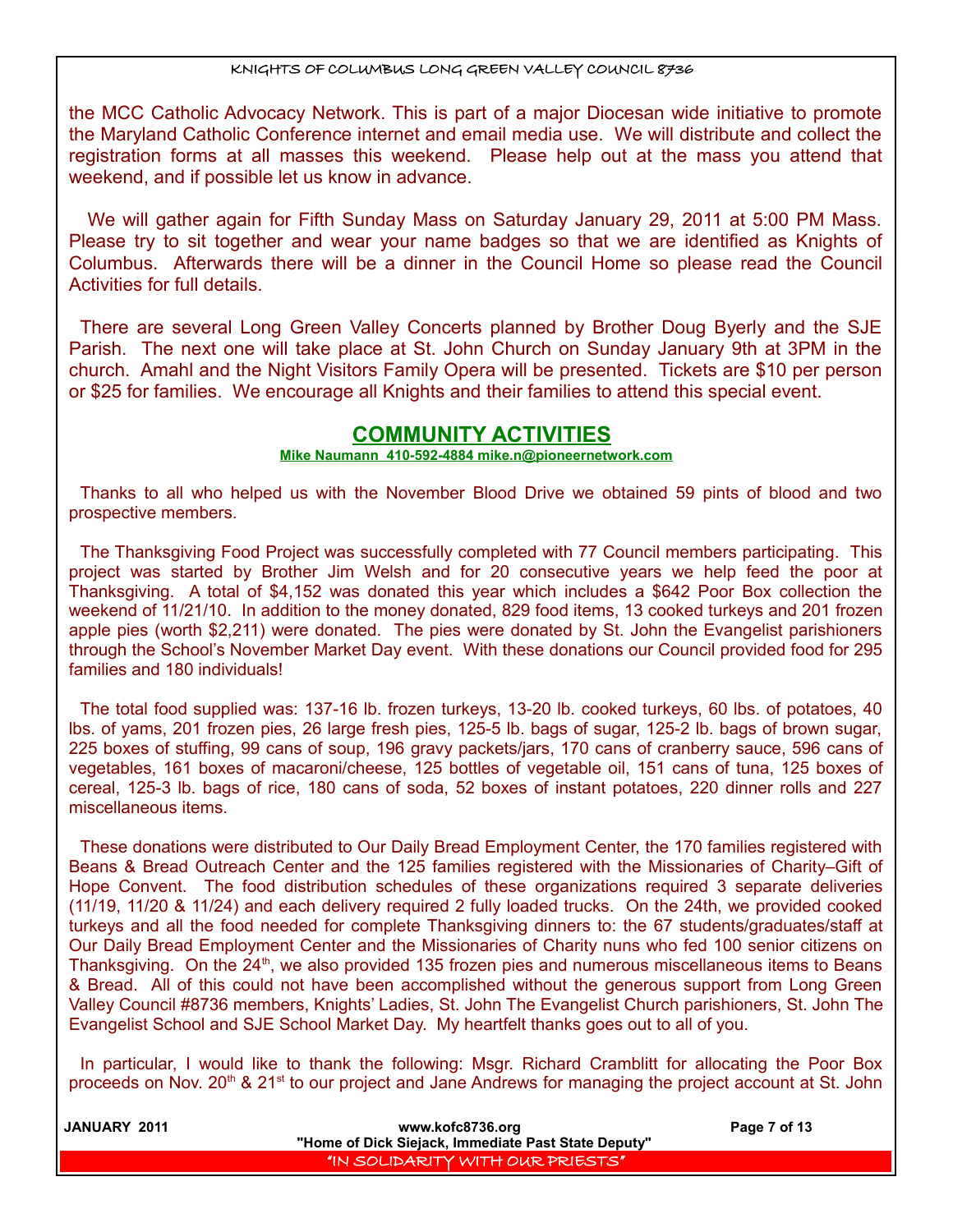the MCC Catholic Advocacy Network. This is part of a major Diocesan wide initiative to promote the Maryland Catholic Conference internet and email media use. We will distribute and collect the registration forms at all masses this weekend. Please help out at the mass you attend that weekend, and if possible let us know in advance.

We will gather again for Fifth Sunday Mass on Saturday January 29, 2011 at 5:00 PM Mass. Please try to sit together and wear your name badges so that we are identified as Knights of Columbus. Afterwards there will be a dinner in the Council Home so please read the Council Activities for full details.

There are several Long Green Valley Concerts planned by Brother Doug Byerly and the SJE Parish. The next one will take place at St. John Church on Sunday January 9th at 3PM in the church. Amahl and the Night Visitors Family Opera will be presented. Tickets are $10 per person or $25 for families. We encourage all Knights and their families to attend this special event.

## COMMUNITY ACTIVITIES

**Mike Naumann 410-592-4884 mike.n@pioneernetwork.com**

Thanks to all who helped us with the November Blood Drive we obtained 59 pints of blood and two prospective members.

The Thanksgiving Food Project was successfully completed with 77 Council members participating. This project was started by Brother Jim Welsh and for 20 consecutive years we help feed the poor at Thanksgiving. A total of $4,152 was donated this year which includes a $642 Poor Box collection the weekend of 11/21/10. In addition to the money donated, 829 food items, 13 cooked turkeys and 201 frozen apple pies (worth $2,211) were donated. The pies were donated by St. John the Evangelist parishioners through the School's November Market Day event. With these donations our Council provided food for 295 families and 180 individuals!

The total food supplied was: 137-16 lb. frozen turkeys, 13-20 lb. cooked turkeys, 60 lbs. of potatoes, 40 lbs. of yams, 201 frozen pies, 26 large fresh pies, 125-5 lb. bags of sugar, 125-2 lb. bags of brown sugar, 225 boxes of stuffing, 99 cans of soup, 196 gravy packets/jars, 170 cans of cranberry sauce, 596 cans of vegetables, 161 boxes of macaroni/cheese, 125 bottles of vegetable oil, 151 cans of tuna, 125 boxes of cereal, 125-3 lb. bags of rice, 180 cans of soda, 52 boxes of instant potatoes, 220 dinner rolls and 227 miscellaneous items.

These donations were distributed to Our Daily Bread Employment Center, the 170 families registered with Beans & Bread Outreach Center and the 125 families registered with the Missionaries of Charity–Gift of Hope Convent. The food distribution schedules of these organizations required 3 separate deliveries (11/19, 11/20 & 11/24) and each delivery required 2 fully loaded trucks. On the 24th, we provided cooked turkeys and all the food needed for complete Thanksgiving dinners to: the 67 students/graduates/staff at Our Daily Bread Employment Center and the Missionaries of Charity nuns who fed 100 senior citizens on Thanksgiving. On the 24th, we also provided 135 frozen pies and numerous miscellaneous items to Beans & Bread. All of this could not have been accomplished without the generous support from Long Green Valley Council #8736 members, Knights' Ladies, St. John The Evangelist Church parishioners, St. John The Evangelist School and SJE School Market Day. My heartfelt thanks goes out to all of you.

In particular, I would like to thank the following: Msgr. Richard Cramblitt for allocating the Poor Box proceeds on Nov. 20th & 21st to our project and Jane Andrews for managing the project account at St. John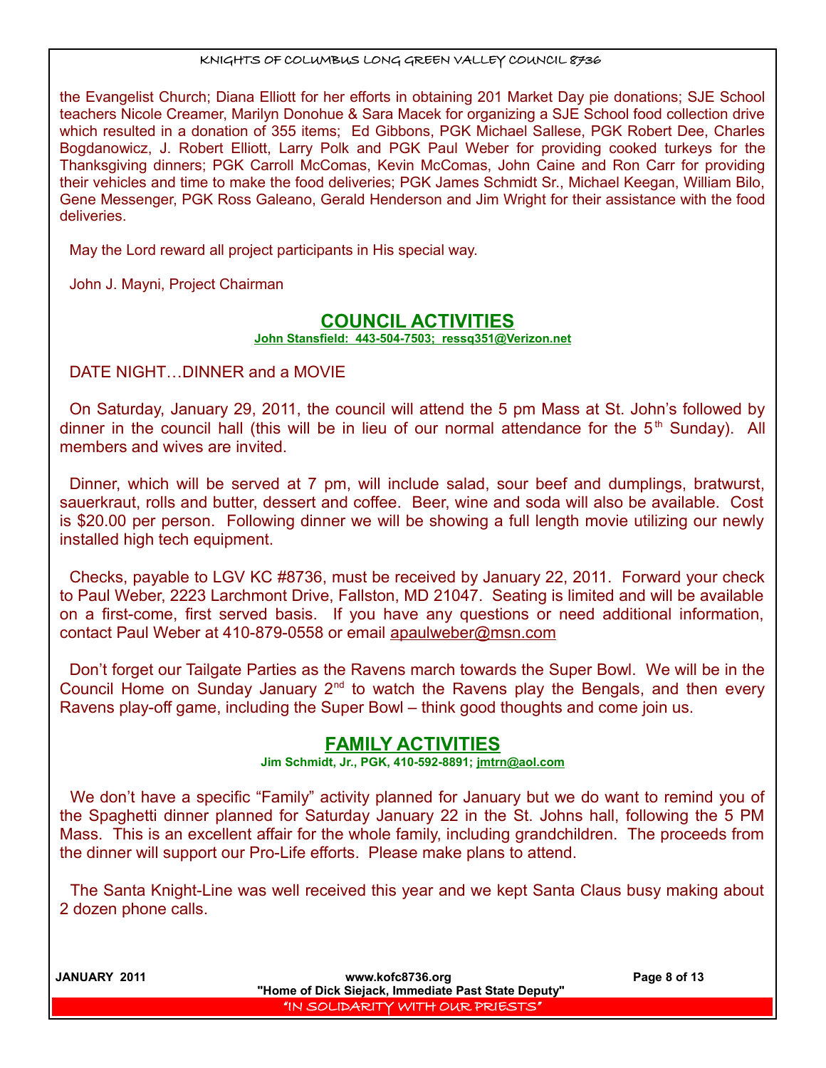the Evangelist Church; Diana Elliott for her efforts in obtaining 201 Market Day pie donations; SJE School teachers Nicole Creamer, Marilyn Donohue & Sara Macek for organizing a SJE School food collection drive which resulted in a donation of 355 items; Ed Gibbons, PGK Michael Sallese, PGK Robert Dee, Charles Bogdanowicz, J. Robert Elliott, Larry Polk and PGK Paul Weber for providing cooked turkeys for the Thanksgiving dinners; PGK Carroll McComas, Kevin McComas, John Caine and Ron Carr for providing their vehicles and time to make the food deliveries; PGK James Schmidt Sr., Michael Keegan, William Bilo, Gene Messenger, PGK Ross Galeano, Gerald Henderson and Jim Wright for their assistance with the food deliveries.

May the Lord reward all project participants in His special way.

John J. Mayni, Project Chairman

## COUNCIL ACTIVITIES

**John Stansfield: 443-504-7503; ressq351@Verizon.net**

DATE NIGHT…DINNER and a MOVIE

On Saturday, January 29, 2011, the council will attend the 5 pm Mass at St. John's followed by dinner in the council hall (this will be in lieu of our normal attendance for the 5th Sunday). All members and wives are invited.

Dinner, which will be served at 7 pm, will include salad, sour beef and dumplings, bratwurst, sauerkraut, rolls and butter, dessert and coffee. Beer, wine and soda will also be available. Cost is $20.00 per person. Following dinner we will be showing a full length movie utilizing our newly installed high tech equipment.

Checks, payable to LGV KC #8736, must be received by January 22, 2011. Forward your check to Paul Weber, 2223 Larchmont Drive, Fallston, MD 21047. Seating is limited and will be available on a first-come, first served basis. If you have any questions or need additional information, contact Paul Weber at 410-879-0558 or email apaulweber@msn.com

Don't forget our Tailgate Parties as the Ravens march towards the Super Bowl. We will be in the Council Home on Sunday January 2nd to watch the Ravens play the Bengals, and then every Ravens play-off game, including the Super Bowl – think good thoughts and come join us.

## FAMILY ACTIVITIES

**Jim Schmidt, Jr., PGK, 410-592-8891; jmtrn@aol.com**

We don't have a specific "Family" activity planned for January but we do want to remind you of the Spaghetti dinner planned for Saturday January 22 in the St. Johns hall, following the 5 PM Mass. This is an excellent affair for the whole family, including grandchildren. The proceeds from the dinner will support our Pro-Life efforts. Please make plans to attend.

The Santa Knight-Line was well received this year and we kept Santa Claus busy making about 2 dozen phone calls.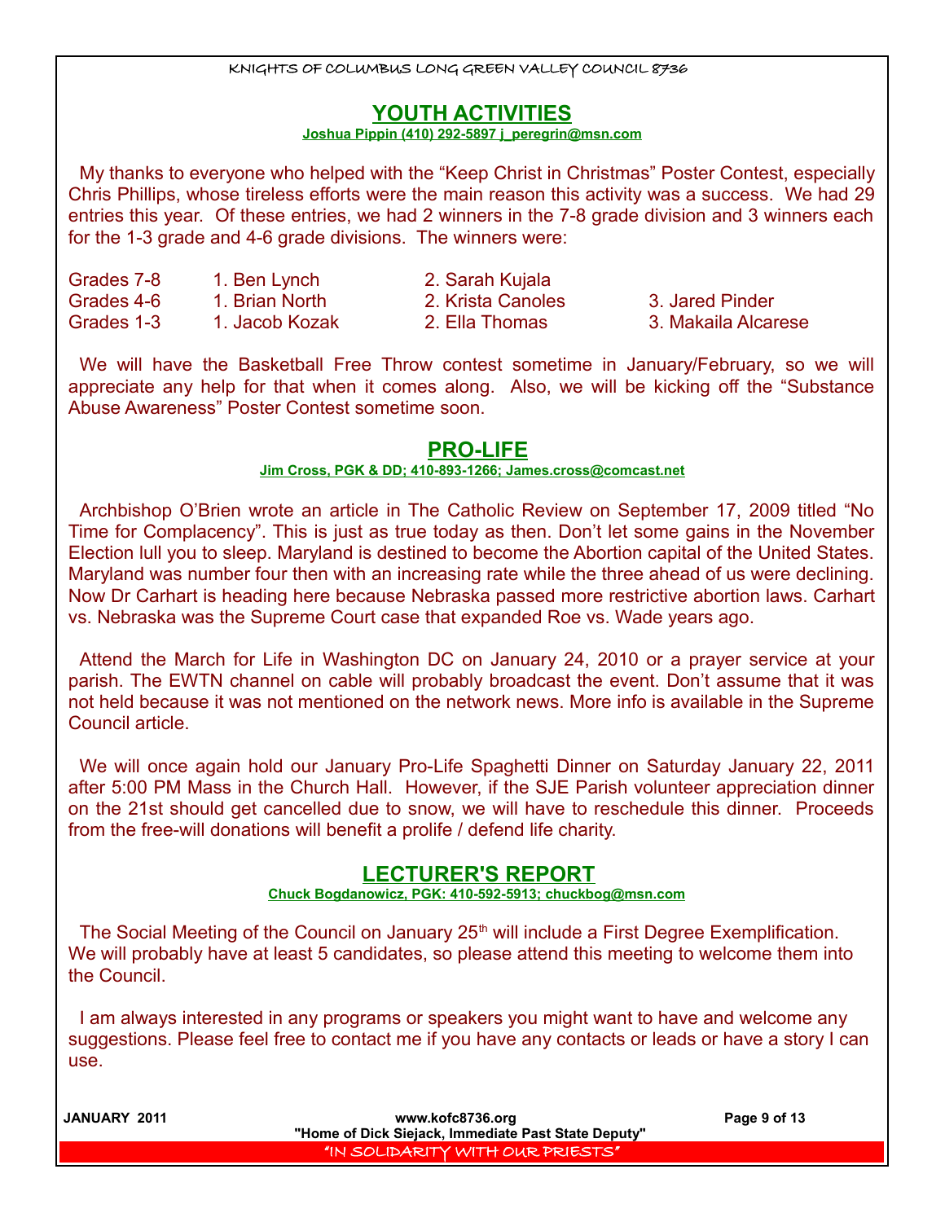## YOUTH ACTIVITIES

**Joshua Pippin (410) 292-5897 j_peregrin@msn.com**

My thanks to everyone who helped with the "Keep Christ in Christmas" Poster Contest, especially Chris Phillips, whose tireless efforts were the main reason this activity was a success. We had 29 entries this year. Of these entries, we had 2 winners in the 7-8 grade division and 3 winners each for the 1-3 grade and 4-6 grade divisions. The winners were:

| | | | |
|---|---|---|---|
| Grades 7-8 | 1. Ben Lynch | 2. Sarah Kujala | |
| Grades 4-6 | 1. Brian North | 2. Krista Canoles | 3. Jared Pinder |
| Grades 1-3 | 1. Jacob Kozak | 2. Ella Thomas | 3. Makaila Alcarese |

We will have the Basketball Free Throw contest sometime in January/February, so we will appreciate any help for that when it comes along. Also, we will be kicking off the "Substance Abuse Awareness" Poster Contest sometime soon.

## PRO-LIFE

**Jim Cross, PGK & DD; 410-893-1266; James.cross@comcast.net**

Archbishop O'Brien wrote an article in The Catholic Review on September 17, 2009 titled "No Time for Complacency". This is just as true today as then. Don't let some gains in the November Election lull you to sleep. Maryland is destined to become the Abortion capital of the United States. Maryland was number four then with an increasing rate while the three ahead of us were declining. Now Dr Carhart is heading here because Nebraska passed more restrictive abortion laws. Carhart vs. Nebraska was the Supreme Court case that expanded Roe vs. Wade years ago.

Attend the March for Life in Washington DC on January 24, 2010 or a prayer service at your parish. The EWTN channel on cable will probably broadcast the event. Don't assume that it was not held because it was not mentioned on the network news. More info is available in the Supreme Council article.

We will once again hold our January Pro-Life Spaghetti Dinner on Saturday January 22, 2011 after 5:00 PM Mass in the Church Hall. However, if the SJE Parish volunteer appreciation dinner on the 21st should get cancelled due to snow, we will have to reschedule this dinner. Proceeds from the free-will donations will benefit a prolife / defend life charity.

## LECTURER'S REPORT

**Chuck Bogdanowicz, PGK: 410-592-5913; chuckbog@msn.com**

The Social Meeting of the Council on January 25th will include a First Degree Exemplification. We will probably have at least 5 candidates, so please attend this meeting to welcome them into the Council.

I am always interested in any programs or speakers you might want to have and welcome any suggestions. Please feel free to contact me if you have any contacts or leads or have a story I can use.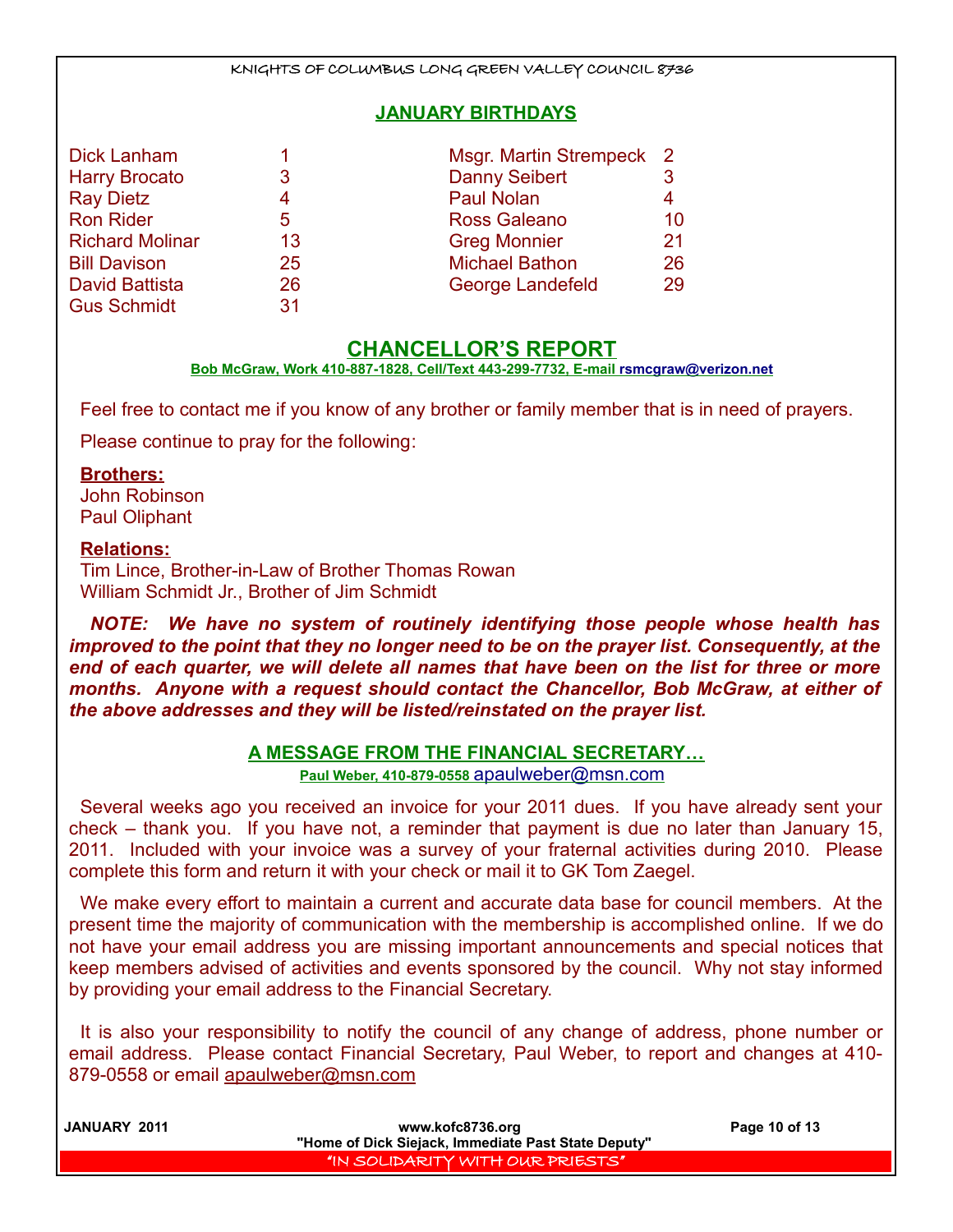## JANUARY BIRTHDAYS

| Name | Day | Name | Day |
|---|---|---|---|
| Dick Lanham | 1 | Msgr. Martin Strempeck | 2 |
| Harry Brocato | 3 | Danny Seibert | 3 |
| Ray Dietz | 4 | Paul Nolan | 4 |
| Ron Rider | 5 | Ross Galeano | 10 |
| Richard Molinar | 13 | Greg Monnier | 21 |
| Bill Davison | 25 | Michael Bathon | 26 |
| David Battista | 26 | George Landefeld | 29 |
| Gus Schmidt | 31 | | |

## CHANCELLOR'S REPORT

**Bob McGraw, Work 410-887-1828, Cell/Text 443-299-7732, E-mail rsmcgraw@verizon.net**

Feel free to contact me if you know of any brother or family member that is in need of prayers.

Please continue to pray for the following:

**Brothers:**
John Robinson
Paul Oliphant

**Relations:**
Tim Lince, Brother-in-Law of Brother Thomas Rowan
William Schmidt Jr., Brother of Jim Schmidt

***NOTE: We have no system of routinely identifying those people whose health has improved to the point that they no longer need to be on the prayer list. Consequently, at the end of each quarter, we will delete all names that have been on the list for three or more months. Anyone with a request should contact the Chancellor, Bob McGraw, at either of the above addresses and they will be listed/reinstated on the prayer list.***

## A MESSAGE FROM THE FINANCIAL SECRETARY…

**Paul Weber, 410-879-0558** apaulweber@msn.com

Several weeks ago you received an invoice for your 2011 dues. If you have already sent your check – thank you. If you have not, a reminder that payment is due no later than January 15, 2011. Included with your invoice was a survey of your fraternal activities during 2010. Please complete this form and return it with your check or mail it to GK Tom Zaegel.

We make every effort to maintain a current and accurate data base for council members. At the present time the majority of communication with the membership is accomplished online. If we do not have your email address you are missing important announcements and special notices that keep members advised of activities and events sponsored by the council. Why not stay informed by providing your email address to the Financial Secretary.

It is also your responsibility to notify the council of any change of address, phone number or email address. Please contact Financial Secretary, Paul Weber, to report and changes at 410-879-0558 or email apaulweber@msn.com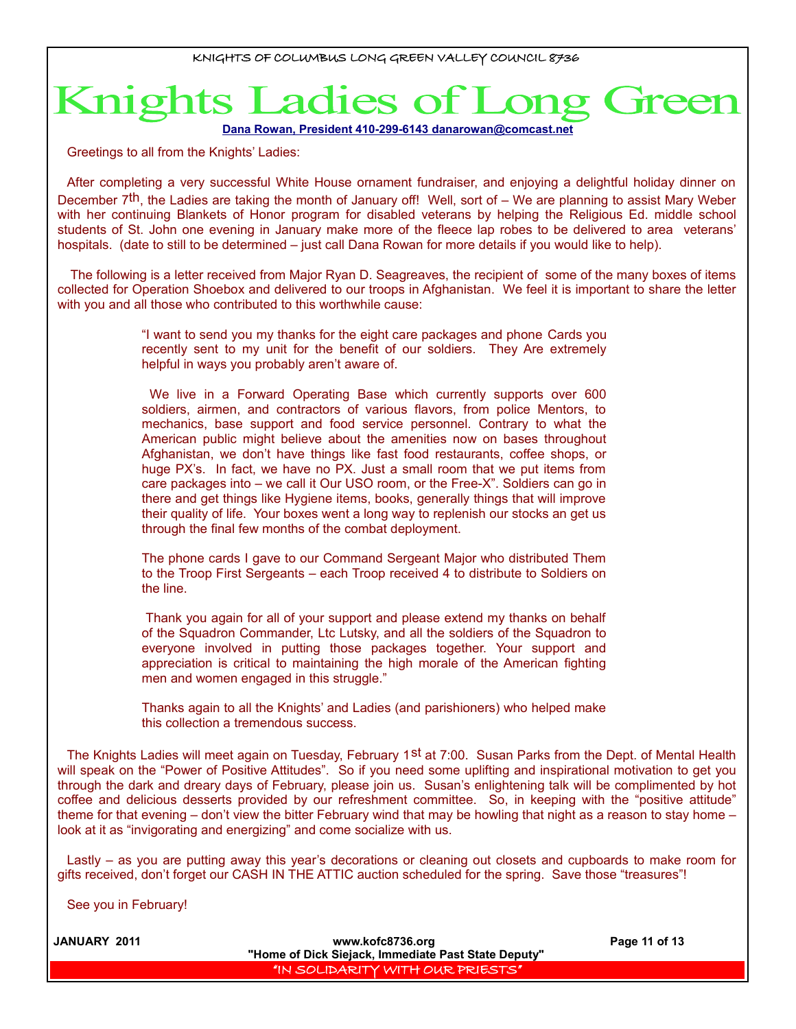KNIGHTS OF COLUMBUS LONG GREEN VALLEY COUNCIL 8736

# Knights Ladies of Long Green

**Dana Rowan, President 410-299-6143 danarowan@comcast.net**

Greetings to all from the Knights' Ladies:

After completing a very successful White House ornament fundraiser, and enjoying a delightful holiday dinner on December 7th, the Ladies are taking the month of January off! Well, sort of – We are planning to assist Mary Weber with her continuing Blankets of Honor program for disabled veterans by helping the Religious Ed. middle school students of St. John one evening in January make more of the fleece lap robes to be delivered to area veterans' hospitals. (date to still to be determined – just call Dana Rowan for more details if you would like to help).

The following is a letter received from Major Ryan D. Seagreaves, the recipient of some of the many boxes of items collected for Operation Shoebox and delivered to our troops in Afghanistan. We feel it is important to share the letter with you and all those who contributed to this worthwhile cause:

> "I want to send you my thanks for the eight care packages and phone Cards you recently sent to my unit for the benefit of our soldiers. They Are extremely helpful in ways you probably aren't aware of.
>
> We live in a Forward Operating Base which currently supports over 600 soldiers, airmen, and contractors of various flavors, from police Mentors, to mechanics, base support and food service personnel. Contrary to what the American public might believe about the amenities now on bases throughout Afghanistan, we don't have things like fast food restaurants, coffee shops, or huge PX's. In fact, we have no PX. Just a small room that we put items from care packages into – we call it Our USO room, or the Free-X". Soldiers can go in there and get things like Hygiene items, books, generally things that will improve their quality of life. Your boxes went a long way to replenish our stocks an get us through the final few months of the combat deployment.
>
> The phone cards I gave to our Command Sergeant Major who distributed Them to the Troop First Sergeants – each Troop received 4 to distribute to Soldiers on the line.
>
> Thank you again for all of your support and please extend my thanks on behalf of the Squadron Commander, Ltc Lutsky, and all the soldiers of the Squadron to everyone involved in putting those packages together. Your support and appreciation is critical to maintaining the high morale of the American fighting men and women engaged in this struggle."
>
> Thanks again to all the Knights' and Ladies (and parishioners) who helped make this collection a tremendous success.

The Knights Ladies will meet again on Tuesday, February 1st at 7:00. Susan Parks from the Dept. of Mental Health will speak on the "Power of Positive Attitudes". So if you need some uplifting and inspirational motivation to get you through the dark and dreary days of February, please join us. Susan's enlightening talk will be complimented by hot coffee and delicious desserts provided by our refreshment committee. So, in keeping with the "positive attitude" theme for that evening – don't view the bitter February wind that may be howling that night as a reason to stay home – look at it as "invigorating and energizing" and come socialize with us.

Lastly – as you are putting away this year's decorations or cleaning out closets and cupboards to make room for gifts received, don't forget our CASH IN THE ATTIC auction scheduled for the spring. Save those "treasures"!

See you in February!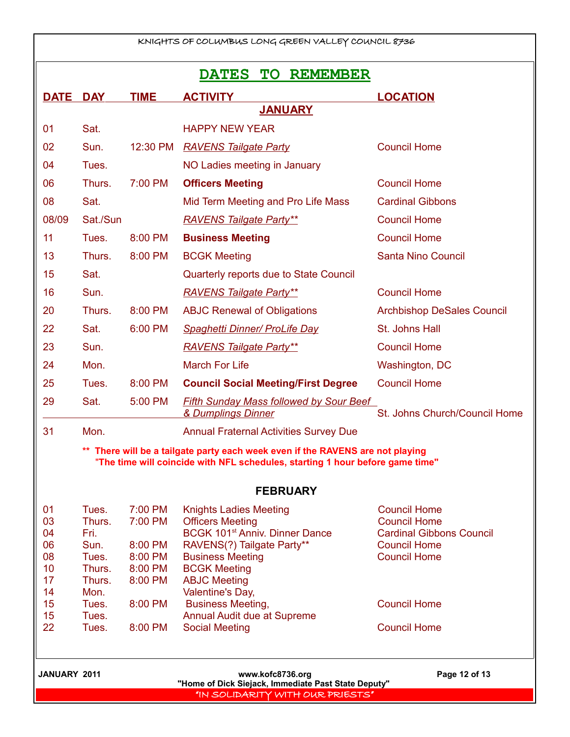# DATES TO REMEMBER

| DATE | DAY | TIME | ACTIVITY | LOCATION |
|---|---|---|---|---|
| | | | **JANUARY** | |
| 01 | Sat. | | HAPPY NEW YEAR | |
| 02 | Sun. | 12:30 PM | *RAVENS Tailgate Party* | Council Home |
| 04 | Tues. | | NO Ladies meeting in January | |
| 06 | Thurs. | 7:00 PM | **Officers Meeting** | Council Home |
| 08 | Sat. | | Mid Term Meeting and Pro Life Mass | Cardinal Gibbons |
| 08/09 | Sat./Sun | | *RAVENS Tailgate Party*** | Council Home |
| 11 | Tues. | 8:00 PM | **Business Meeting** | Council Home |
| 13 | Thurs. | 8:00 PM | BCGK Meeting | Santa Nino Council |
| 15 | Sat. | | Quarterly reports due to State Council | |
| 16 | Sun. | | *RAVENS Tailgate Party*** | Council Home |
| 20 | Thurs. | 8:00 PM | ABJC Renewal of Obligations | Archbishop DeSales Council |
| 22 | Sat. | 6:00 PM | *Spaghetti Dinner/ ProLife Day* | St. Johns Hall |
| 23 | Sun. | | *RAVENS Tailgate Party*** | Council Home |
| 24 | Mon. | | March For Life | Washington, DC |
| 25 | Tues. | 8:00 PM | **Council Social Meeting/First Degree** | Council Home |
| 29 | Sat. | 5:00 PM | *Fifth Sunday Mass followed by Sour Beef & Dumplings Dinner* | St. Johns Church/Council Home |
| 31 | Mon. | | Annual Fraternal Activities Survey Due | |

**\*\* There will be a tailgate party each week even if the RAVENS are not playing "The time will coincide with NFL schedules, starting 1 hour before game time"**

| DATE | DAY | TIME | ACTIVITY | LOCATION |
|---|---|---|---|---|
| | | | **FEBRUARY** | |
| 01 | Tues. | 7:00 PM | Knights Ladies Meeting | Council Home |
| 03 | Thurs. | 7:00 PM | Officers Meeting | Council Home |
| 04 | Fri. | | BCGK 101st Anniv. Dinner Dance | Cardinal Gibbons Council |
| 06 | Sun. | 8:00 PM | RAVENS(?) Tailgate Party** | Council Home |
| 08 | Tues. | 8:00 PM | Business Meeting | Council Home |
| 10 | Thurs. | 8:00 PM | BCGK Meeting | |
| 17 | Thurs. | 8:00 PM | ABJC Meeting | |
| 14 | Mon. | | Valentine's Day, | |
| 15 | Tues. | 8:00 PM | Business Meeting, | Council Home |
| 15 | Tues. | | Annual Audit due at Supreme | |
| 22 | Tues. | 8:00 PM | Social Meeting | Council Home |

"Home of Dick Siejack, Immediate Past State Deputy"

"IN SOLIDARITY WITH OUR PRIESTS"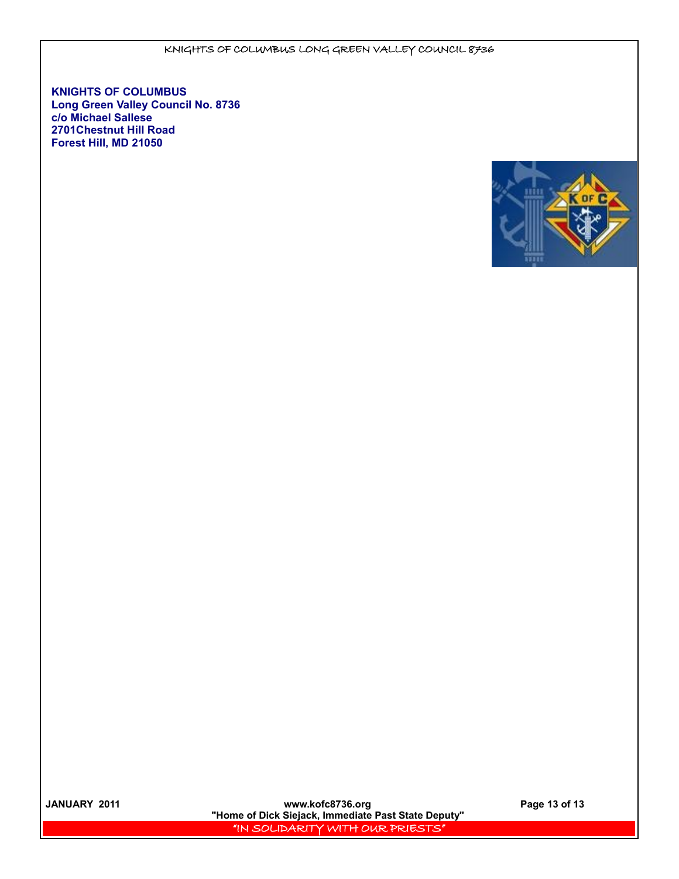**KNIGHTS OF COLUMBUS**
**Long Green Valley Council No. 8736**
**c/o Michael Sallese**
**2701Chestnut Hill Road**
**Forest Hill, MD 21050**